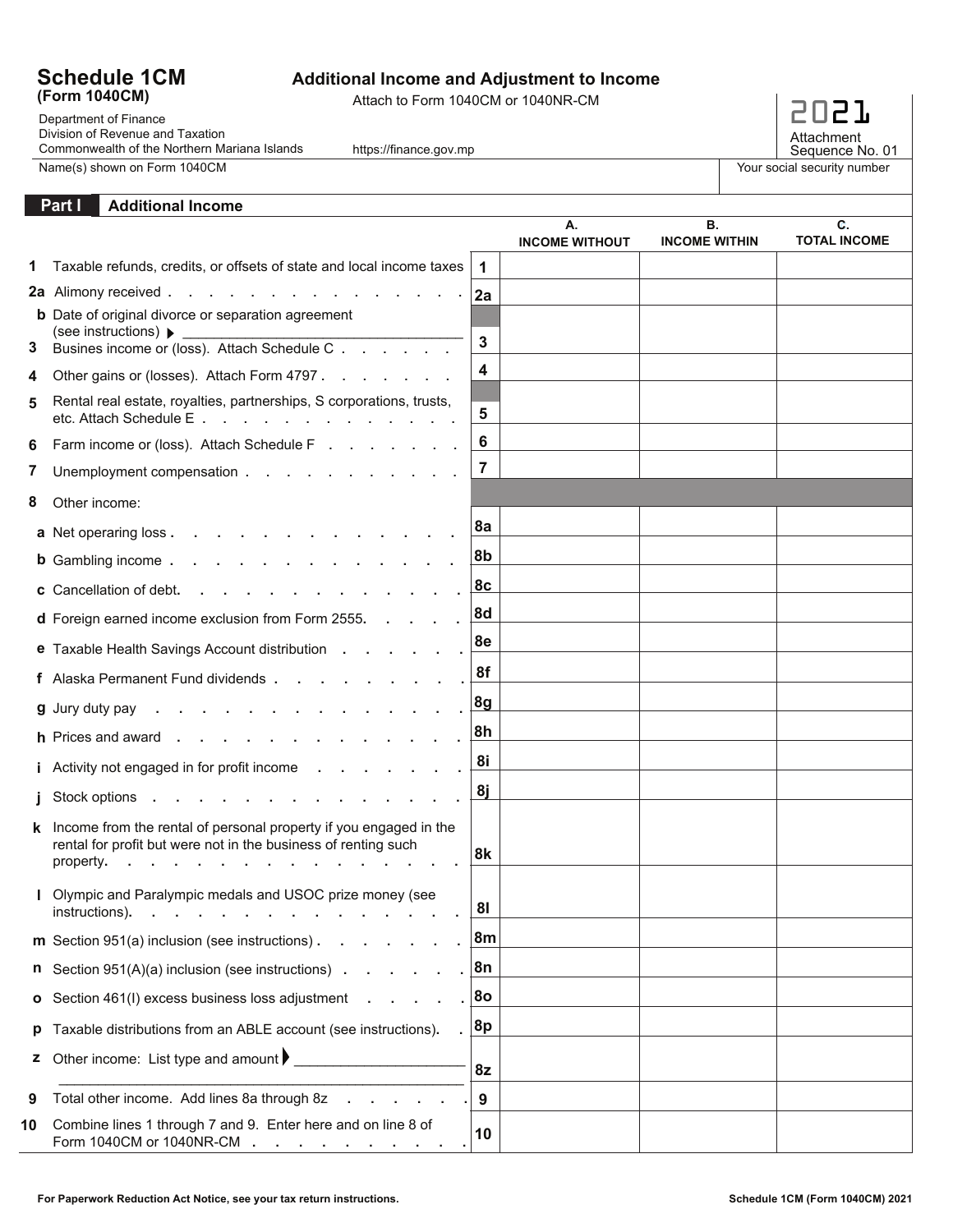# Schedule 1CM (Form 1040CM)

**Additional Income and Adjustment to Income**

Attach to Form 1040CM or 1040NR-CM

Department of Finance
Division of Revenue and Taxation
Commonwealth of the Northern Mariana Islands

https://finance.gov.mp

**2021**
Attachment Sequence No. 01

Name(s) shown on Form 1040CM | Your social security number

## Part I Additional Income

| | | | A. INCOME WITHOUT | B. INCOME WITHIN | C. TOTAL INCOME |
|---|---|---|---|---|---|
| 1 | Taxable refunds, credits, or offsets of state and local income taxes | 1 | | | |
| 2a | Alimony received . . . . . . . . . . . . . . . . . | 2a | | | |
| b | Date of original divorce or separation agreement (see instructions) ▶ ______________________ | | | | |
| 3 | Busines income or (loss). Attach Schedule C . . . . . . . | 3 | | | |
| 4 | Other gains or (losses). Attach Form 4797 . . . . . . . . . | 4 | | | |
| 5 | Rental real estate, royalties, partnerships, S corporations, trusts, etc. Attach Schedule E . . . . . . . . . . . . . . . | 5 | | | |
| 6 | Farm income or (loss). Attach Schedule F . . . . . . . . | 6 | | | |
| 7 | Unemployment compensation . . . . . . . . . . . . . | 7 | | | |
| 8 | Other income: | | | | |
| a | Net operaring loss . . . . . . . . . . . . . . . . | 8a | | | |
| b | Gambling income . . . . . . . . . . . . . . . . . | 8b | | | |
| c | Cancellation of debt. . . . . . . . . . . . . . . . | 8c | | | |
| d | Foreign earned income exclusion from Form 2555. . . . . | 8d | | | |
| e | Taxable Health Savings Account distribution . . . . . . | 8e | | | |
| f | Alaska Permanent Fund dividends . . . . . . . . . . . | 8f | | | |
| g | Jury duty pay . . . . . . . . . . . . . . . . . . | 8g | | | |
| h | Prices and award . . . . . . . . . . . . . . . . . | 8h | | | |
| i | Activity not engaged in for profit income . . . . . . . | 8i | | | |
| j | Stock options . . . . . . . . . . . . . . . . . . | 8j | | | |
| k | Income from the rental of personal property if you engaged in the rental for profit but were not in the business of renting such property. . . . . . . . . . . . . . . . . . . | 8k | | | |
| l | Olympic and Paralympic medals and USOC prize money (see instructions). . . . . . . . . . . . . . . . . | 8l | | | |
| m | Section 951(a) inclusion (see instructions) . . . . . . . . | 8m | | | |
| n | Section 951(A)(a) inclusion (see instructions) . . . . . . | 8n | | | |
| o | Section 461(l) excess business loss adjustment . . . . . | 8o | | | |
| p | Taxable distributions from an ABLE account (see instructions). . | 8p | | | |
| z | Other income: List type and amount ▶ ______________________ ______________________________________________ | 8z | | | |
| 9 | Total other income. Add lines 8a through 8z . . . . . . . | 9 | | | |
| 10 | Combine lines 1 through 7 and 9. Enter here and on line 8 of Form 1040CM or 1040NR-CM . . . . . . . . . . . | 10 | | | |

For Paperwork Reduction Act Notice, see your tax return instructions.

Schedule 1CM (Form 1040CM) 2021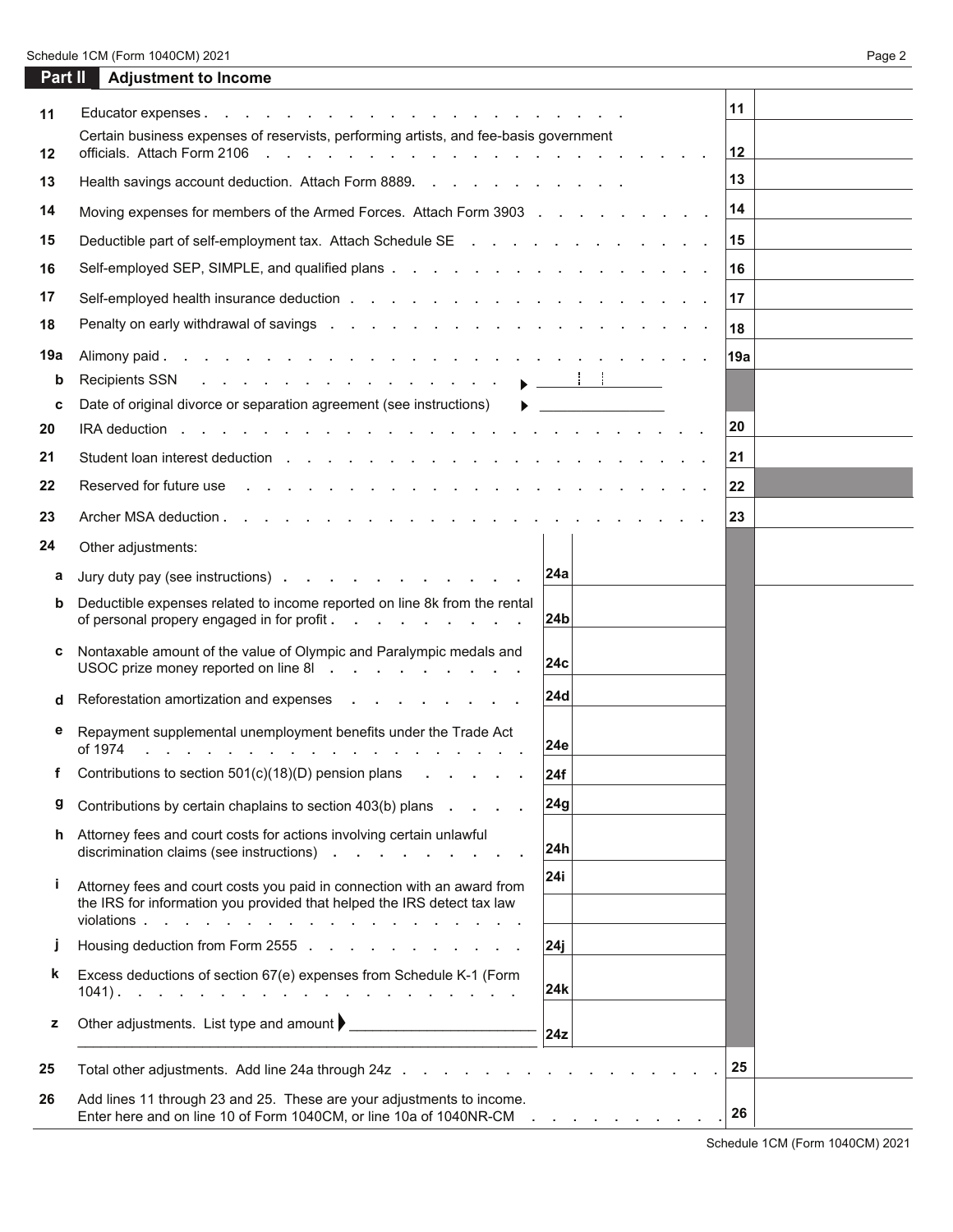## Part II Adjustment to Income

| | | | |
|---|---|---|---|
| 11 | Educator expenses | 11 | |
| 12 | Certain business expenses of reservists, performing artists, and fee-basis government officials. Attach Form 2106 | 12 | |
| 13 | Health savings account deduction. Attach Form 8889. | 13 | |
| 14 | Moving expenses for members of the Armed Forces. Attach Form 3903 | 14 | |
| 15 | Deductible part of self-employment tax. Attach Schedule SE | 15 | |
| 16 | Self-employed SEP, SIMPLE, and qualified plans | 16 | |
| 17 | Self-employed health insurance deduction | 17 | |
| 18 | Penalty on early withdrawal of savings | 18 | |
| 19a | Alimony paid | 19a | |
| b | Recipients SSN ▶ | | |
| c | Date of original divorce or separation agreement (see instructions) ▶ | | |
| 20 | IRA deduction | 20 | |
| 21 | Student loan interest deduction | 21 | |
| 22 | Reserved for future use | 22 | |
| 23 | Archer MSA deduction | 23 | |

**24** Other adjustments:

| | | | |
|---|---|---|---|
| a | Jury duty pay (see instructions) | 24a | |
| b | Deductible expenses related to income reported on line 8k from the rental of personal propery engaged in for profit | 24b | |
| c | Nontaxable amount of the value of Olympic and Paralympic medals and USOC prize money reported on line 8l | 24c | |
| d | Reforestation amortization and expenses | 24d | |
| e | Repayment supplemental unemployment benefits under the Trade Act of 1974 | 24e | |
| f | Contributions to section 501(c)(18)(D) pension plans | 24f | |
| g | Contributions by certain chaplains to section 403(b) plans | 24g | |
| h | Attorney fees and court costs for actions involving certain unlawful discrimination claims (see instructions) | 24h | |
| i | Attorney fees and court costs you paid in connection with an award from the IRS for information you provided that helped the IRS detect tax law violations | 24i | |
| j | Housing deduction from Form 2555 | 24j | |
| k | Excess deductions of section 67(e) expenses from Schedule K-1 (Form 1041) | 24k | |
| z | Other adjustments. List type and amount ▶ ______________________ | 24z | |

| | | | |
|---|---|---|---|
| 25 | Total other adjustments. Add line 24a through 24z | 25 | |
| 26 | Add lines 11 through 23 and 25. These are your adjustments to income. Enter here and on line 10 of Form 1040CM, or line 10a of 1040NR-CM | 26 | |

Schedule 1CM (Form 1040CM) 2021